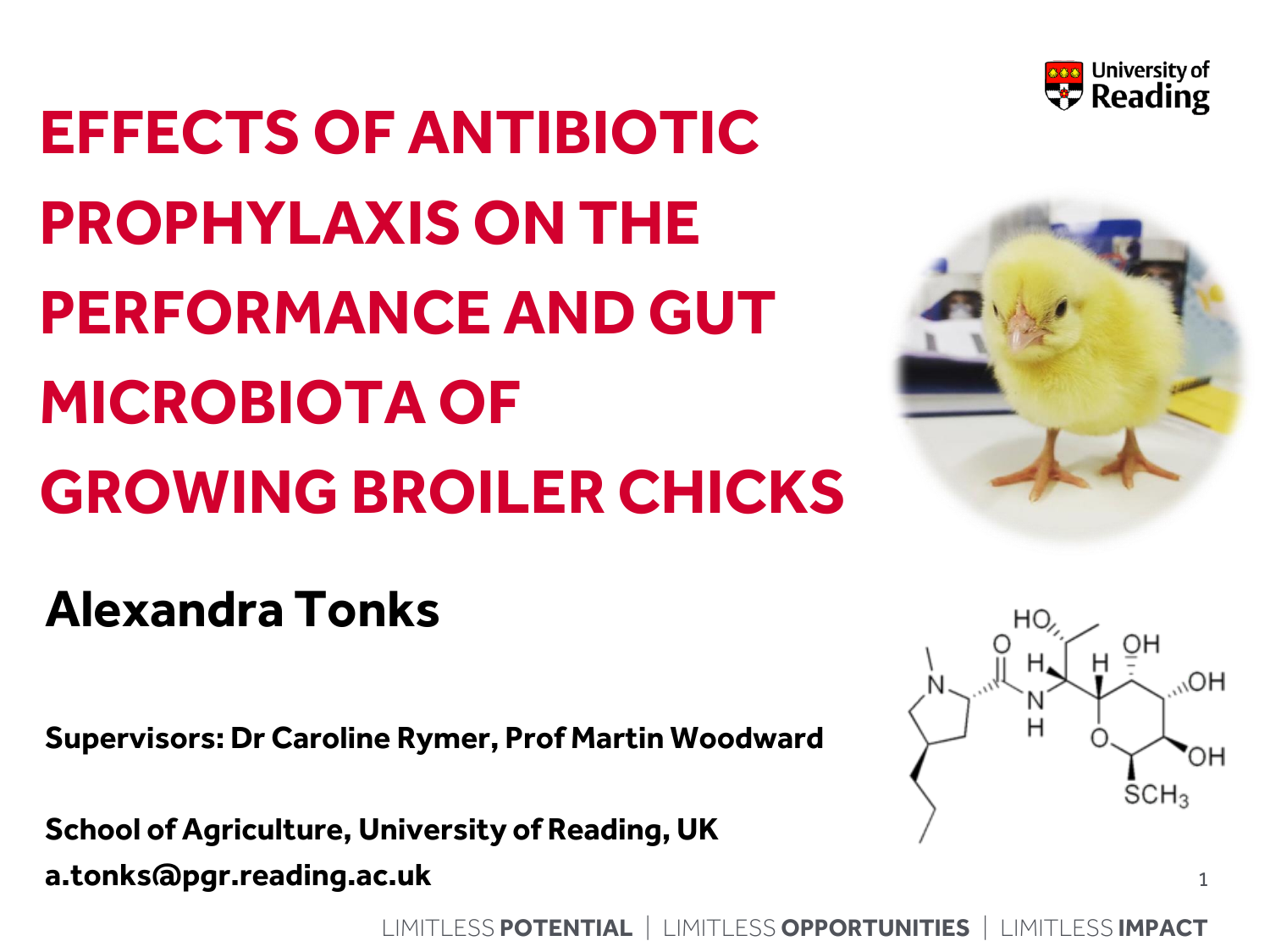# EFFECTS OF ANTIBIOTIC PROPHYLAXIS ON THE PERFORMANCE AND GUT MICROBIOTA OF GROWING BROILER CHICKS

**Alexandra Tonks**

**Supervisors: Dr Caroline Rymer, Prof Martin Woodward**

**School of Agriculture, University of Reading, UK**
**a.tonks@pgr.reading.ac.uk**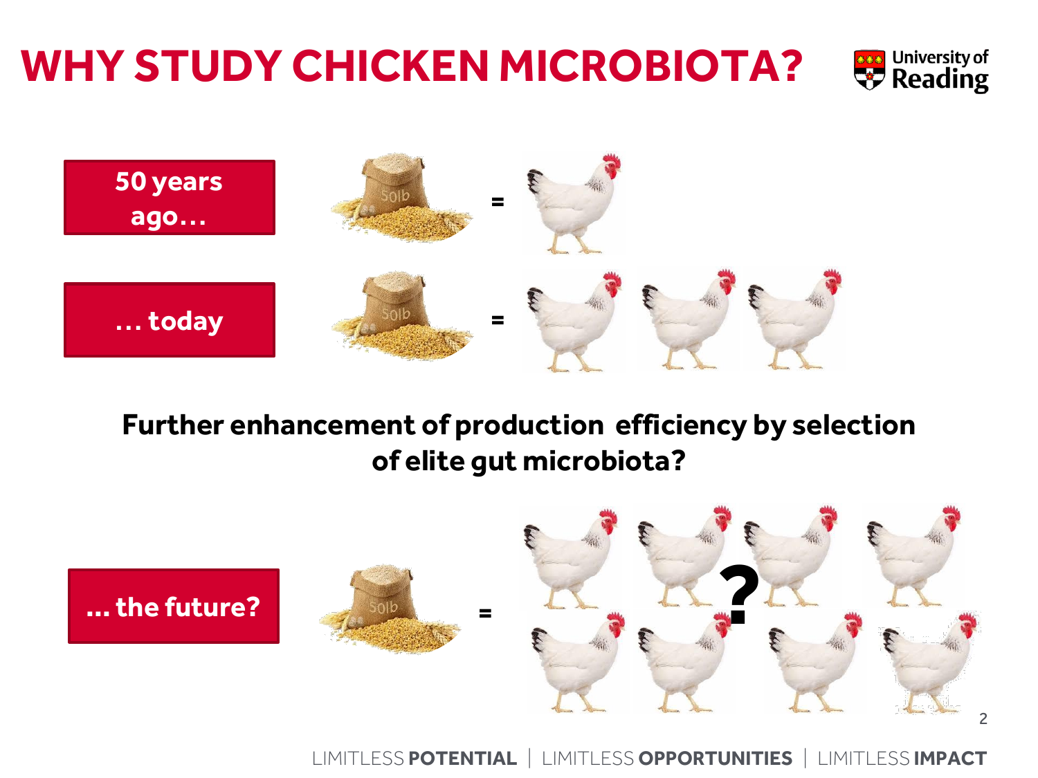# WHY STUDY CHICKEN MICROBIOTA?

**50 years ago…**

**… today**

**Further enhancement of production efficiency by selection of elite gut microbiota?**

**… the future?**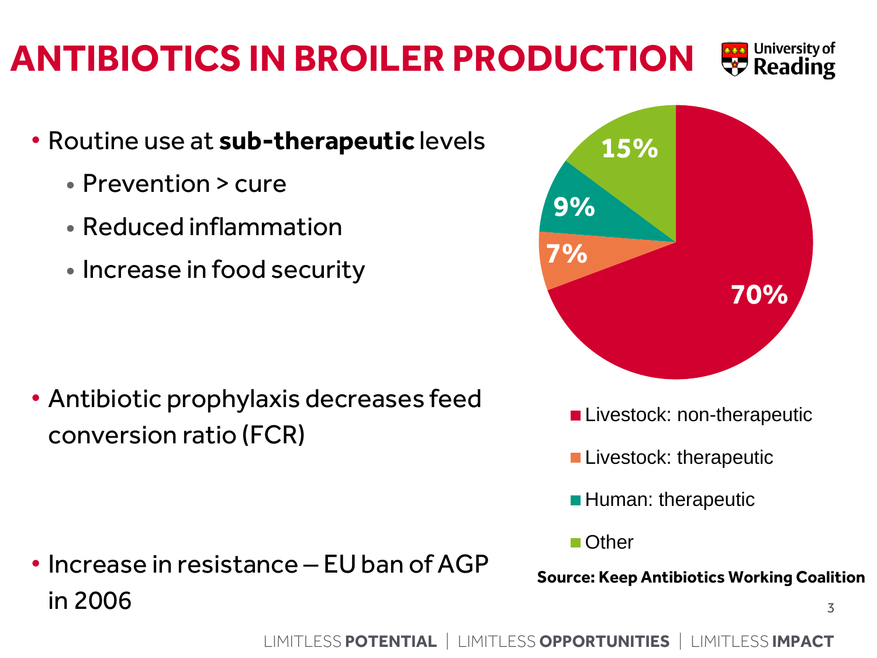# ANTIBIOTICS IN BROILER PRODUCTION

- Routine use at **sub-therapeutic** levels
  - Prevention > cure
  - Reduced inflammation
  - Increase in food security

- Antibiotic prophylaxis decreases feed conversion ratio (FCR)

- Increase in resistance – EU ban of AGP in 2006

| Category | Share |
| --- | --- |
| Livestock: non-therapeutic | 70% |
| Livestock: therapeutic | 7% |
| Human: therapeutic | 9% |
| Other | 15% |

**Source: Keep Antibiotics Working Coalition**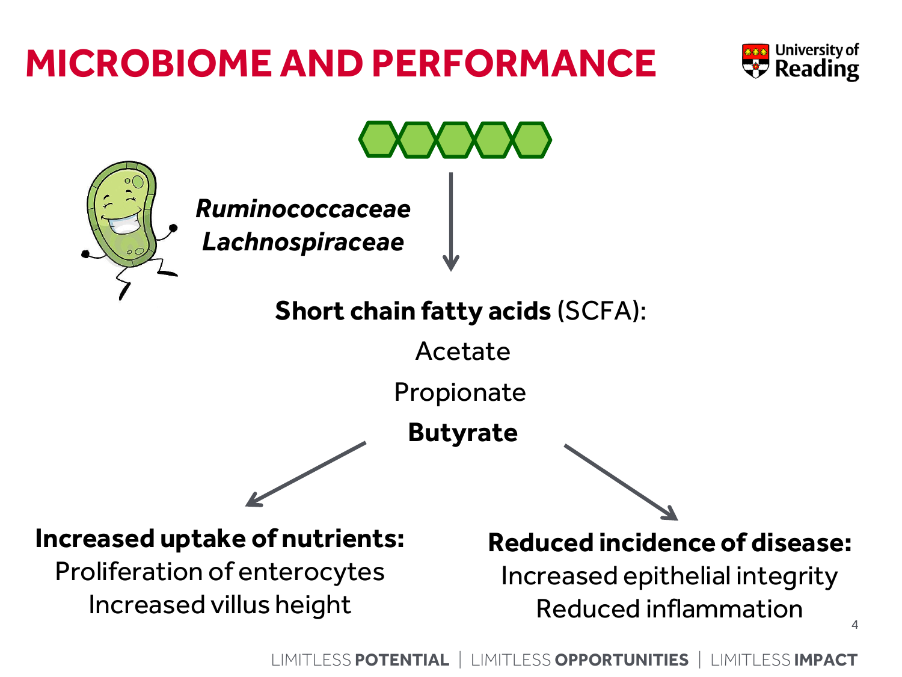# MICROBIOME AND PERFORMANCE

***Ruminococcaceae***
***Lachnospiraceae***

**Short chain fatty acids** (SCFA):

Acetate

Propionate

**Butyrate**

**Increased uptake of nutrients:**
Proliferation of enterocytes
Increased villus height

**Reduced incidence of disease:**
Increased epithelial integrity
Reduced inflammation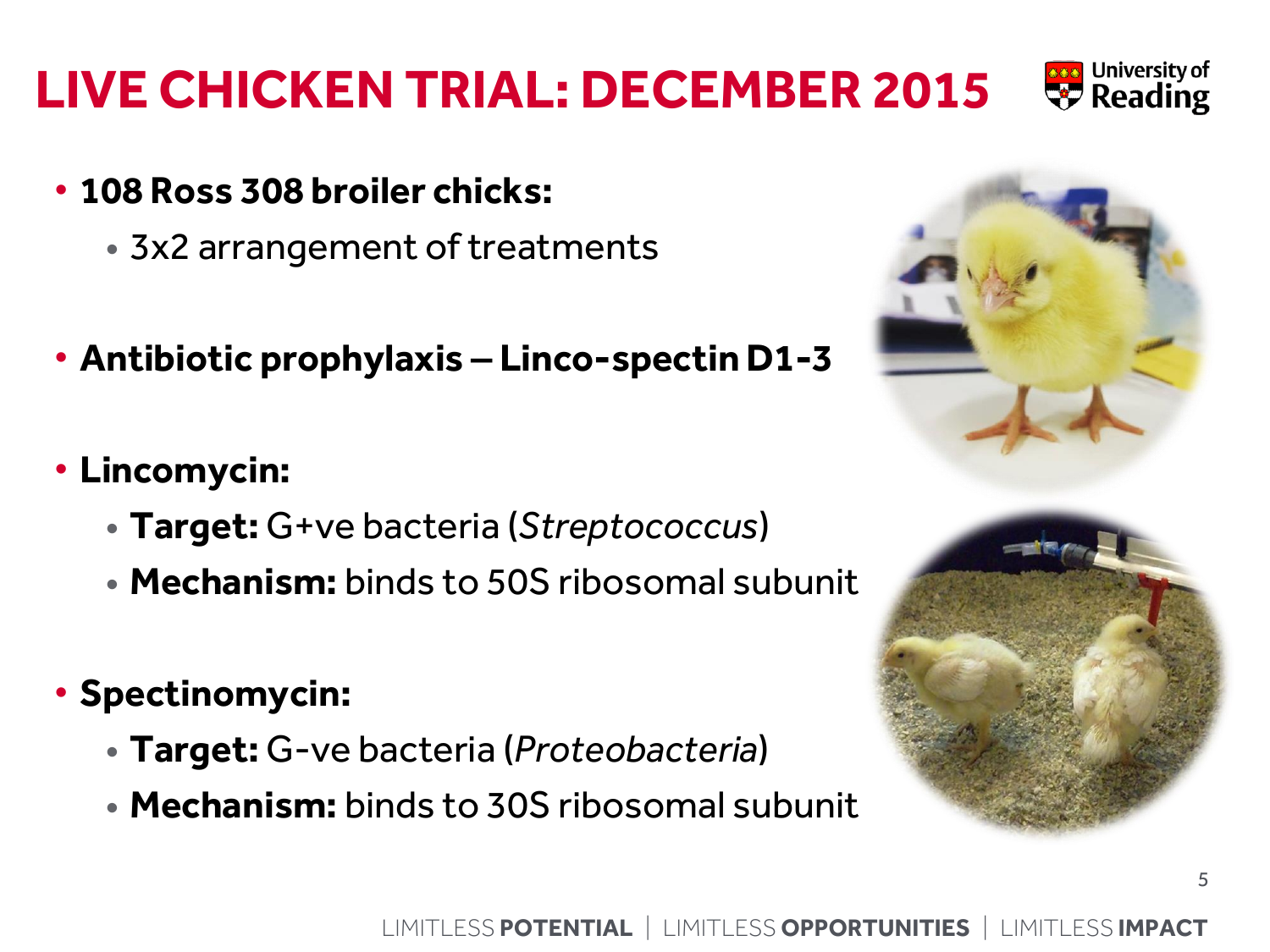# LIVE CHICKEN TRIAL: DECEMBER 2015

- **108 Ross 308 broiler chicks:**
  - 3x2 arrangement of treatments
- **Antibiotic prophylaxis – Linco-spectin D1-3**
- **Lincomycin:**
  - **Target:** G+ve bacteria (*Streptococcus*)
  - **Mechanism:** binds to 50S ribosomal subunit
- **Spectinomycin:**
  - **Target:** G-ve bacteria (*Proteobacteria*)
  - **Mechanism:** binds to 30S ribosomal subunit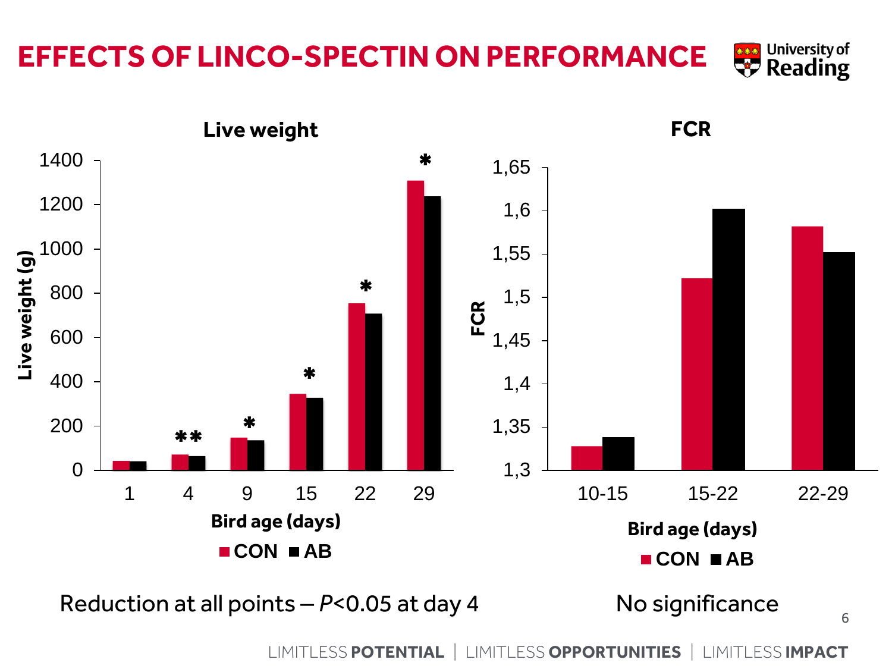# EFFECTS OF LINCO-SPECTIN ON PERFORMANCE

## Live weight

Live weight (g) by bird age (days) — CON vs AB

## FCR

FCR by bird age (days) — CON vs AB

Reduction at all points – $P<0.05$ at day 4

No significance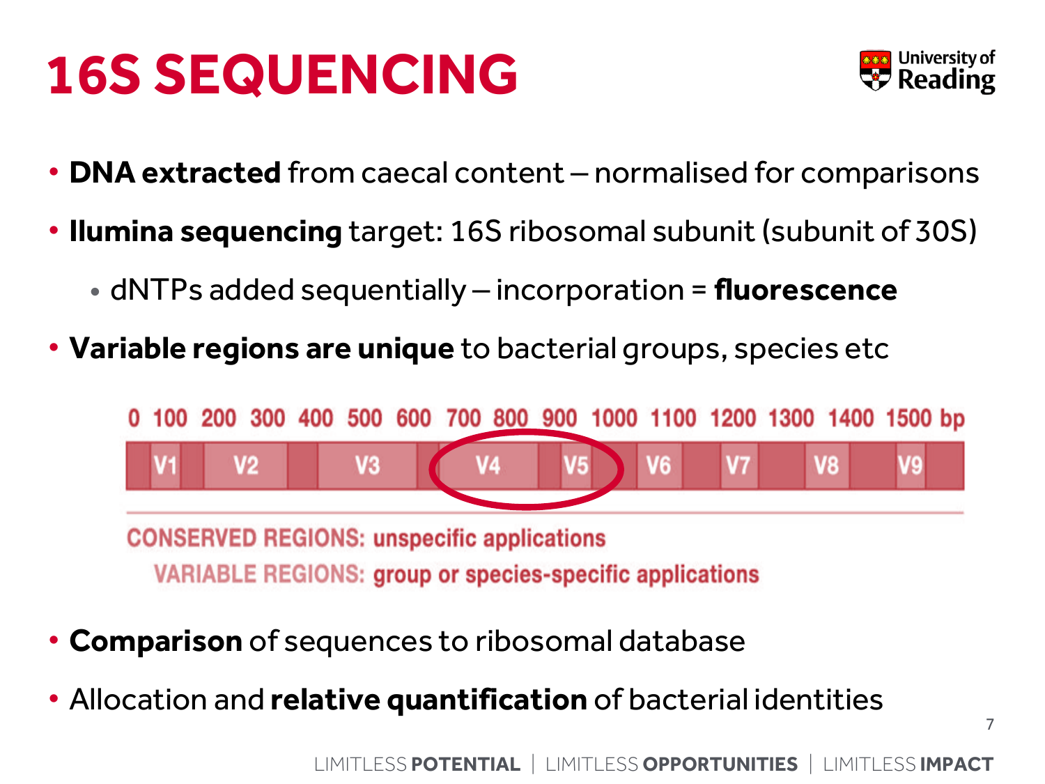# 16S SEQUENCING

- **DNA extracted** from caecal content – normalised for comparisons
- **Ilumina sequencing** target: 16S ribosomal subunit (subunit of 30S)
  - dNTPs added sequentially – incorporation = **fluorescence**
- **Variable regions are unique** to bacterial groups, species etc

0 100 200 300 400 500 600 700 800 900 1000 1100 1200 1300 1400 1500 bp

V1 V2 V3 V4 V5 V6 V7 V8 V9

CONSERVED REGIONS: unspecific applications

VARIABLE REGIONS: group or species-specific applications

- **Comparison** of sequences to ribosomal database
- Allocation and **relative quantification** of bacterial identities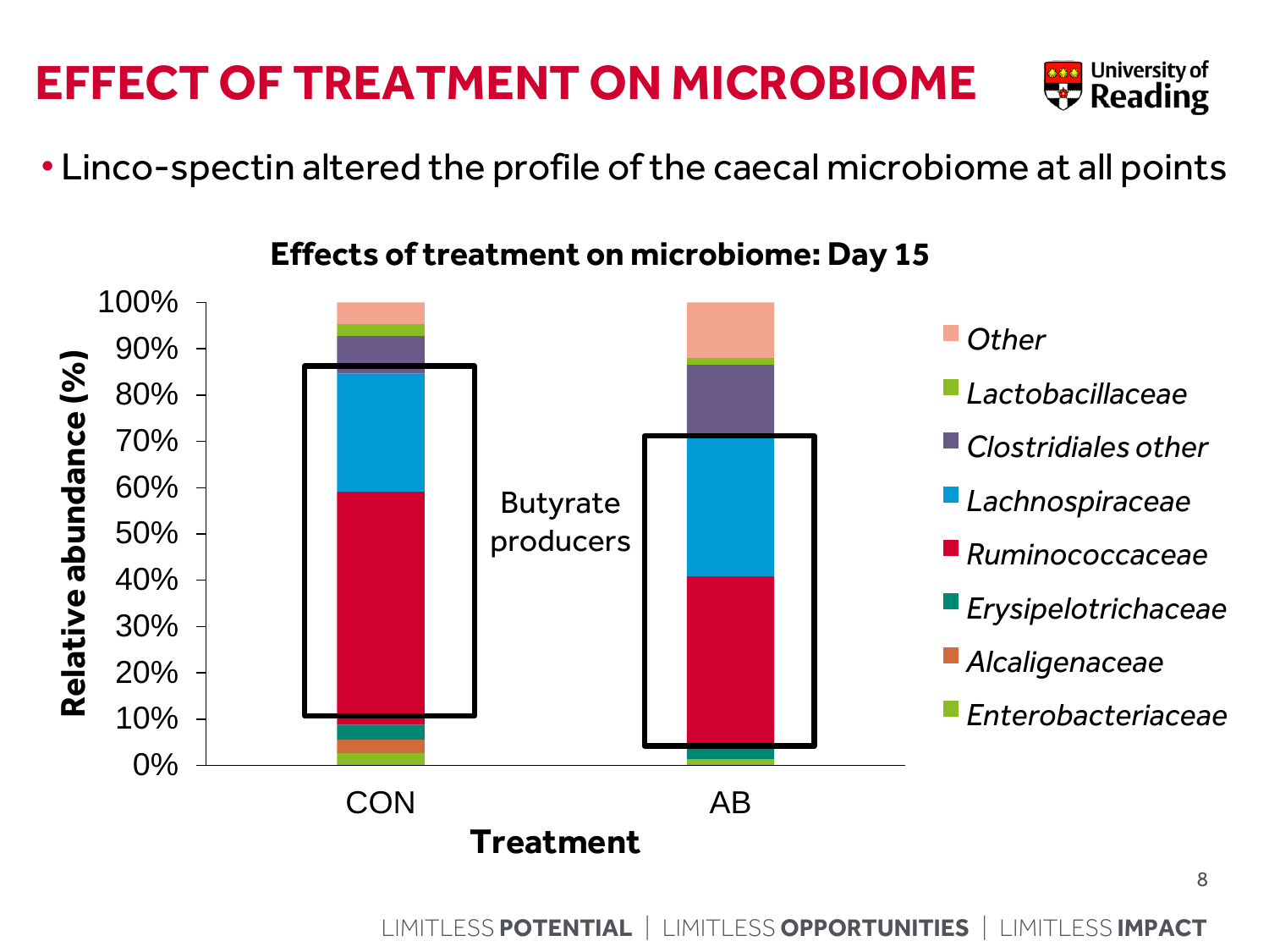# EFFECT OF TREATMENT ON MICROBIOME

- Linco-spectin altered the profile of the caecal microbiome at all points

**Effects of treatment on microbiome: Day 15**

Relative abundance (%): 0%, 10%, 20%, 30%, 40%, 50%, 60%, 70%, 80%, 90%, 100%

Treatment: CON, AB

Butyrate producers

Legend: *Other*, *Lactobacillaceae*, *Clostridiales other*, *Lachnospiraceae*, *Ruminococcaceae*, *Erysipelotrichaceae*, *Alcaligenaceae*, *Enterobacteriaceae*

LIMITLESS **POTENTIAL** | LIMITLESS **OPPORTUNITIES** | LIMITLESS **IMPACT**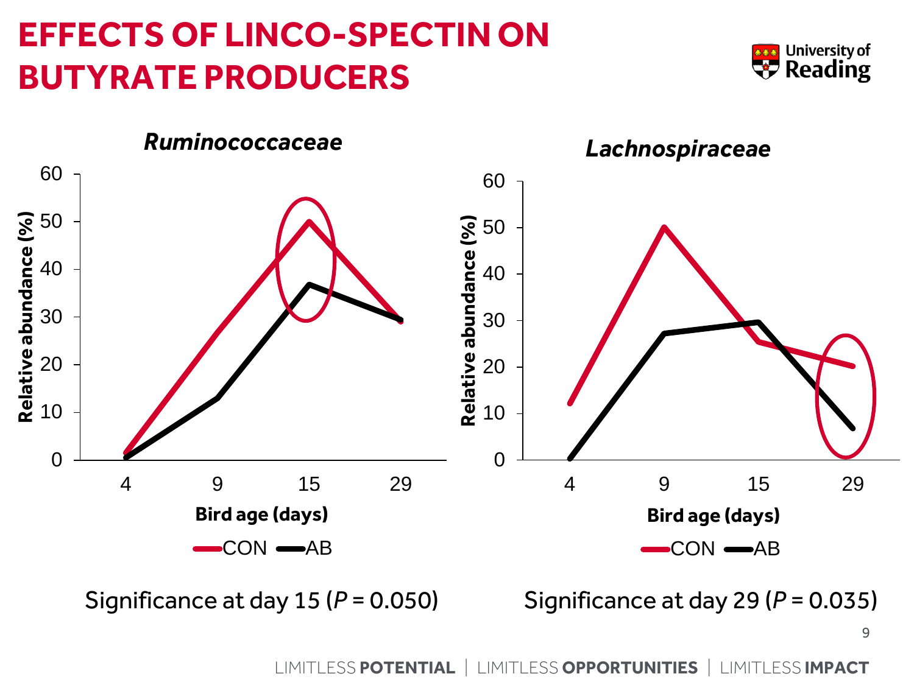# EFFECTS OF LINCO-SPECTIN ON BUTYRATE PRODUCERS

## *Ruminococcaceae*

Relative abundance (%) vs. Bird age (days): 4, 9, 15, 29

CON — AB

Significance at day 15 ($P = 0.050$)

## *Lachnospiraceae*

Relative abundance (%) vs. Bird age (days): 4, 9, 15, 29

CON — AB

Significance at day 29 ($P = 0.035$)

LIMITLESS **POTENTIAL** | LIMITLESS **OPPORTUNITIES** | LIMITLESS **IMPACT**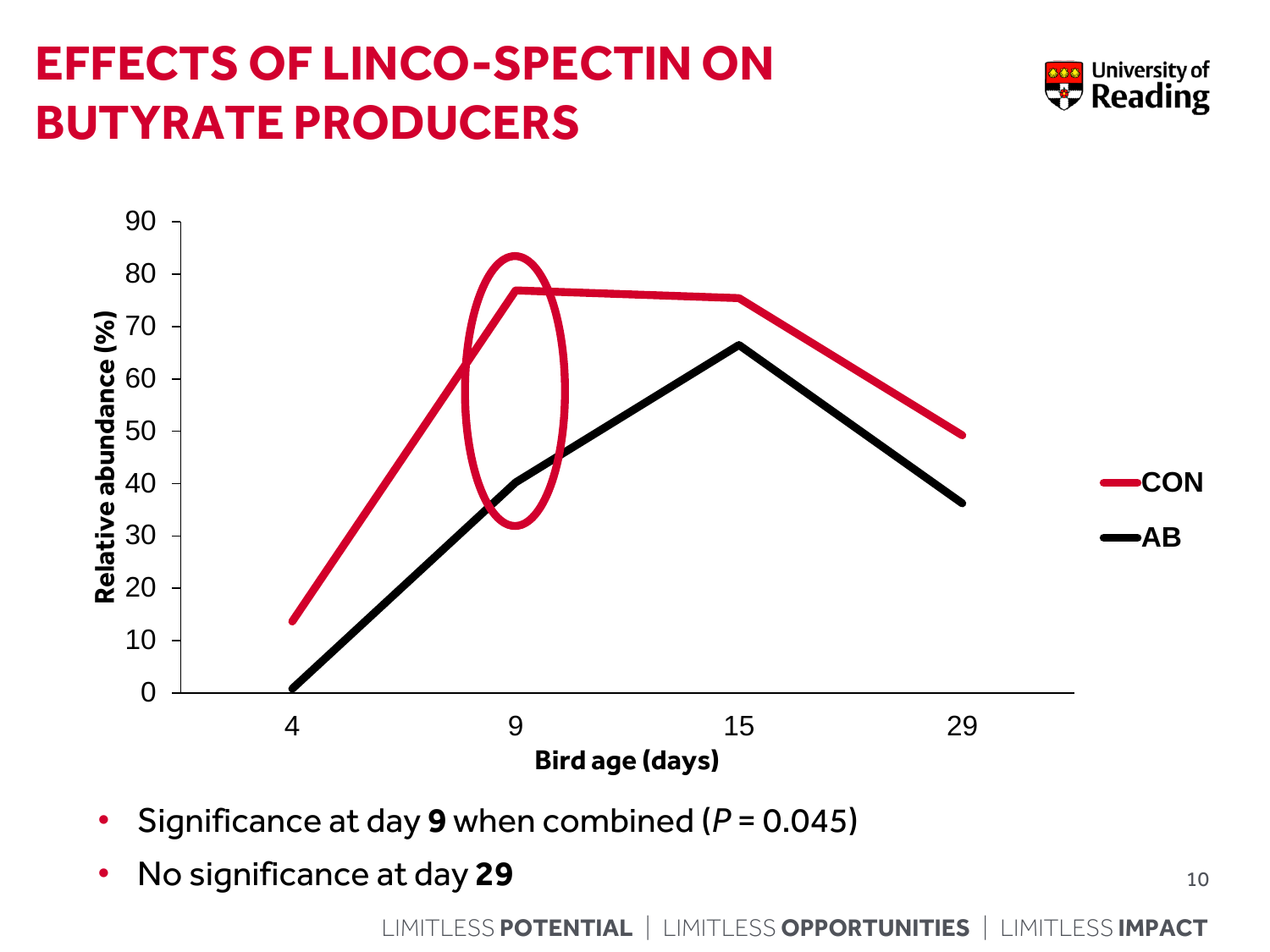# EFFECTS OF LINCO-SPECTIN ON BUTYRATE PRODUCERS

- Significance at day **9** when combined (*P* = 0.045)
- No significance at day **29**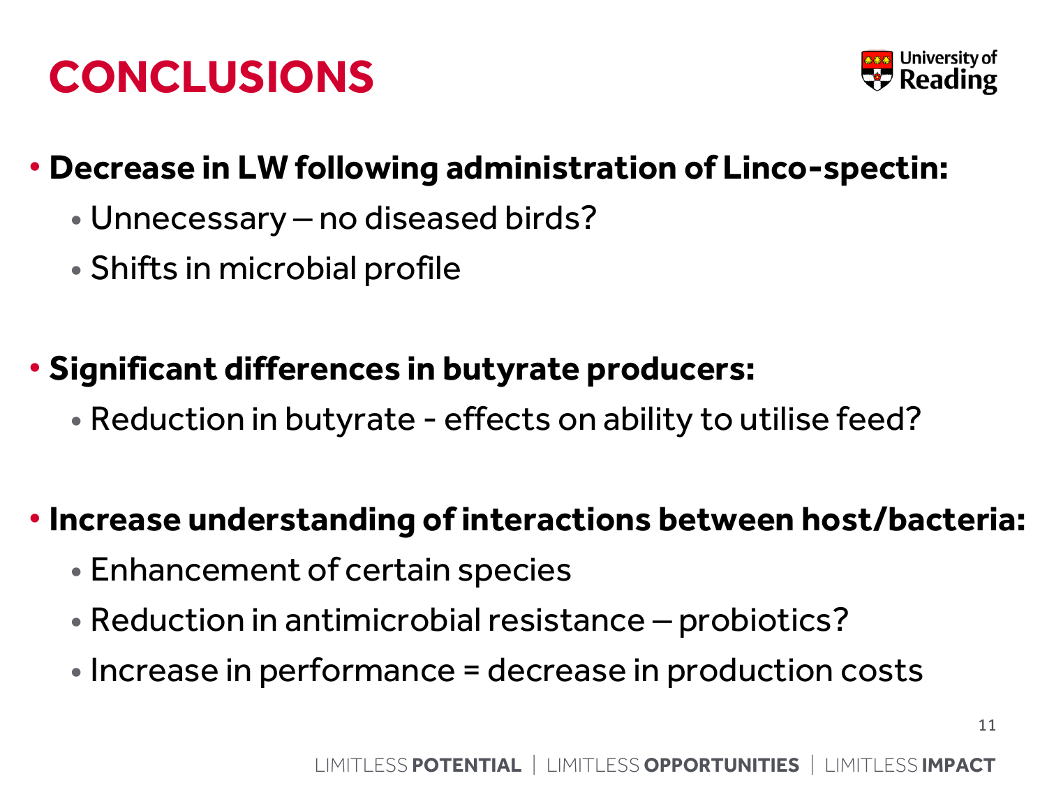# CONCLUSIONS

- **Decrease in LW following administration of Linco-spectin:**
  - Unnecessary – no diseased birds?
  - Shifts in microbial profile

- **Significant differences in butyrate producers:**
  - Reduction in butyrate - effects on ability to utilise feed?

- **Increase understanding of interactions between host/bacteria:**
  - Enhancement of certain species
  - Reduction in antimicrobial resistance – probiotics?
  - Increase in performance = decrease in production costs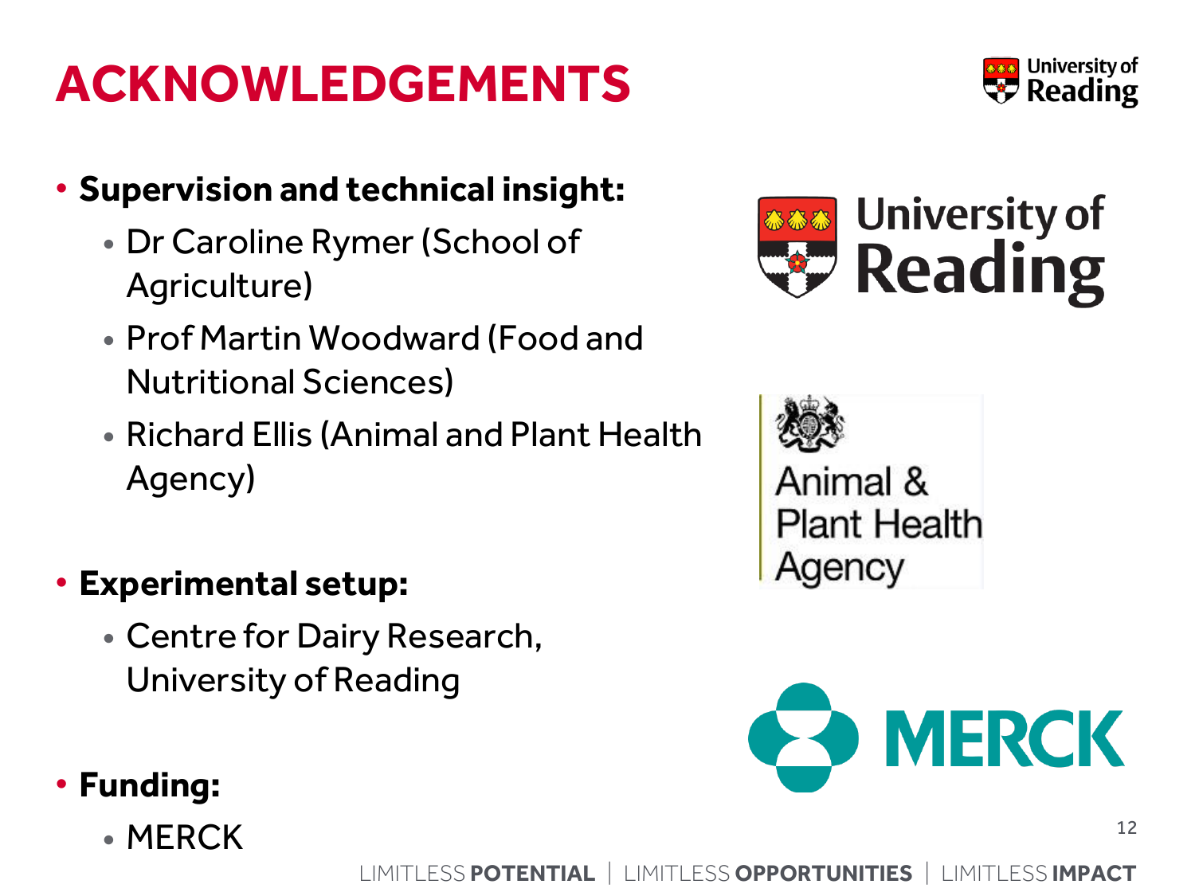# ACKNOWLEDGEMENTS

- **Supervision and technical insight:**
  - Dr Caroline Rymer (School of Agriculture)
  - Prof Martin Woodward (Food and Nutritional Sciences)
  - Richard Ellis (Animal and Plant Health Agency)

- **Experimental setup:**
  - Centre for Dairy Research, University of Reading

- **Funding:**
  - MERCK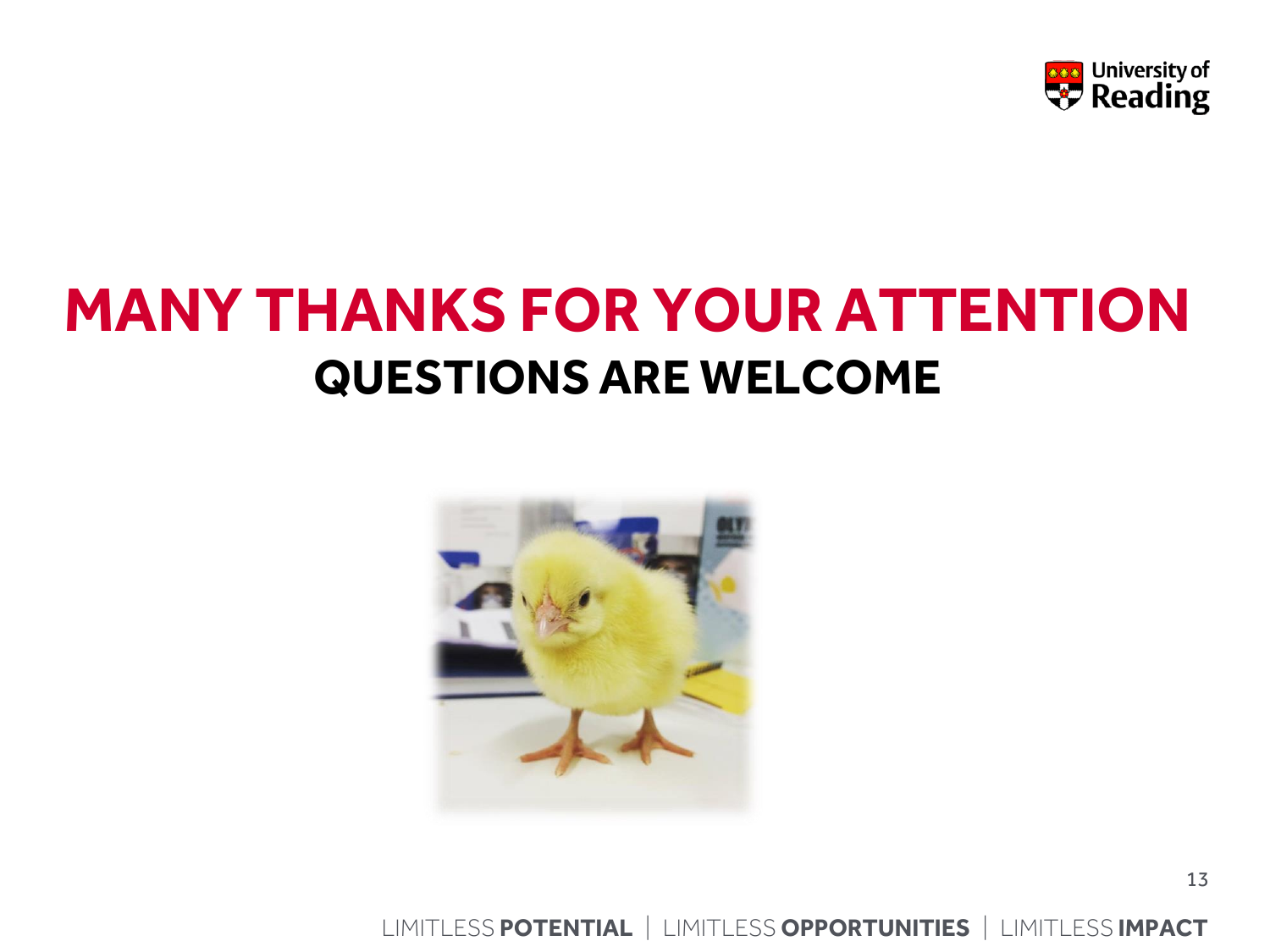# MANY THANKS FOR YOUR ATTENTION

## QUESTIONS ARE WELCOME